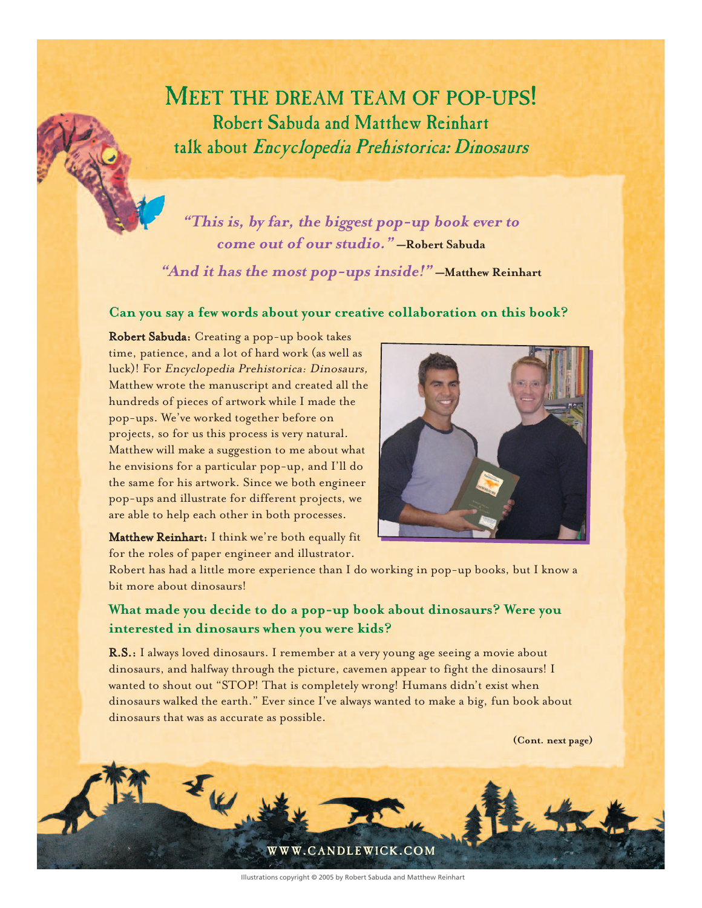# Meet the dream team of pop-ups!

## Robert Sabuda and Matthew Reinhart talk about *Encyclopedia Prehistorica: Dinosaurs*

***"This is, by far, the biggest pop-up book ever to come out of our studio."*** **—Robert Sabuda**

***"And it has the most pop-ups inside!"*** **—Matthew Reinhart**

### Can you say a few words about your creative collaboration on this book?

**Robert Sabuda:** Creating a pop-up book takes time, patience, and a lot of hard work (as well as luck)! For *Encyclopedia Prehistorica: Dinosaurs,* Matthew wrote the manuscript and created all the hundreds of pieces of artwork while I made the pop-ups. We've worked together before on projects, so for us this process is very natural. Matthew will make a suggestion to me about what he envisions for a particular pop-up, and I'll do the same for his artwork. Since we both engineer pop-ups and illustrate for different projects, we are able to help each other in both processes.

**Matthew Reinhart:** I think we're both equally fit for the roles of paper engineer and illustrator. Robert has had a little more experience than I do working in pop-up books, but I know a bit more about dinosaurs!

### What made you decide to do a pop-up book about dinosaurs? Were you interested in dinosaurs when you were kids?

**R.S.:** I always loved dinosaurs. I remember at a very young age seeing a movie about dinosaurs, and halfway through the picture, cavemen appear to fight the dinosaurs! I wanted to shout out "STOP! That is completely wrong! Humans didn't exist when dinosaurs walked the earth." Ever since I've always wanted to make a big, fun book about dinosaurs that was as accurate as possible.

**(Cont. next page)**

WWW.CANDLEWICK.COM

Illustrations copyright © 2005 by Robert Sabuda and Matthew Reinhart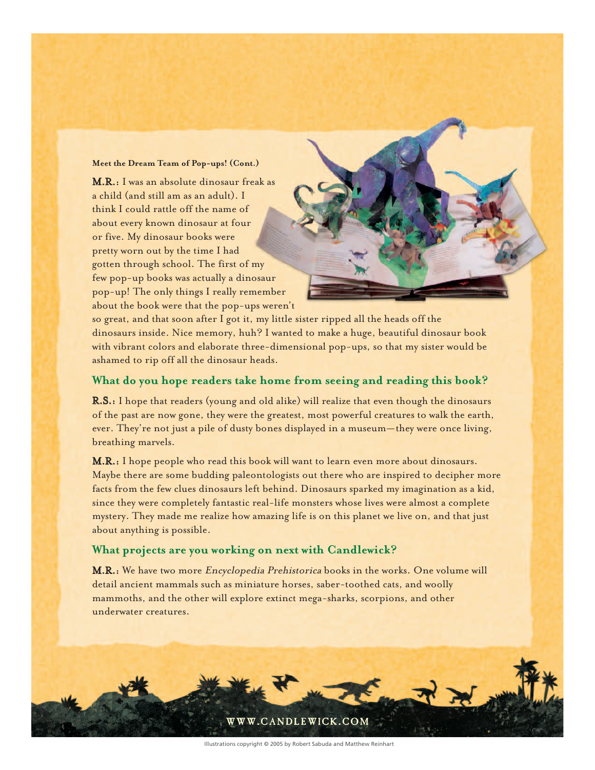**Meet the Dream Team of Pop-ups! (Cont.)**

**M.R.:** I was an absolute dinosaur freak as a child (and still am as an adult). I think I could rattle off the name of about every known dinosaur at four or five. My dinosaur books were pretty worn out by the time I had gotten through school. The first of my few pop-up books was actually a dinosaur pop-up! The only things I really remember about the book were that the pop-ups weren't so great, and that soon after I got it, my little sister ripped all the heads off the dinosaurs inside. Nice memory, huh? I wanted to make a huge, beautiful dinosaur book with vibrant colors and elaborate three-dimensional pop-ups, so that my sister would be ashamed to rip off all the dinosaur heads.

## What do you hope readers take home from seeing and reading this book?

**R.S.:** I hope that readers (young and old alike) will realize that even though the dinosaurs of the past are now gone, they were the greatest, most powerful creatures to walk the earth, ever. They're not just a pile of dusty bones displayed in a museum—they were once living, breathing marvels.

**M.R.:** I hope people who read this book will want to learn even more about dinosaurs. Maybe there are some budding paleontologists out there who are inspired to decipher more facts from the few clues dinosaurs left behind. Dinosaurs sparked my imagination as a kid, since they were completely fantastic real-life monsters whose lives were almost a complete mystery. They made me realize how amazing life is on this planet we live on, and that just about anything is possible.

## What projects are you working on next with Candlewick?

**M.R.:** We have two more *Encyclopedia Prehistorica* books in the works. One volume will detail ancient mammals such as miniature horses, saber-toothed cats, and woolly mammoths, and the other will explore extinct mega-sharks, scorpions, and other underwater creatures.

WWW.CANDLEWICK.COM

Illustrations copyright © 2005 by Robert Sabuda and Matthew Reinhart